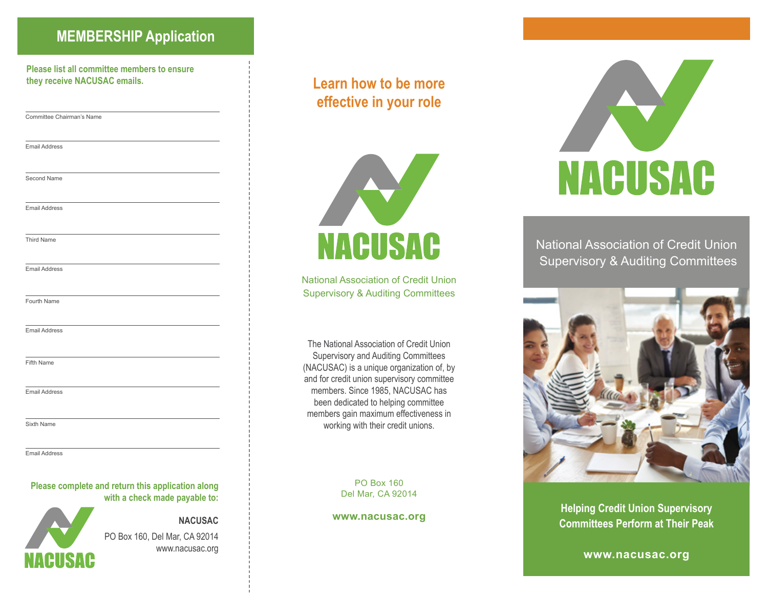## MEMBERSHIP Application

**Please list all committee members to ensure they receive NACUSAC emails.**

Committee Chairman's Name

Email Address

Second Name

Email Address

Third Name

Email Address

Fourth Name

Email Address

Fifth Name

Email Address

Sixth Name

Email Address

**Please complete and return this application along with a check made payable to:**

NACUSAC

**NACUSAC**
PO Box 160, Del Mar, CA 92014
www.nacusac.org

## Learn how to be more effective in your role

NACUSAC

National Association of Credit Union Supervisory & Auditing Committees

The National Association of Credit Union Supervisory and Auditing Committees (NACUSAC) is a unique organization of, by and for credit union supervisory committee members. Since 1985, NACUSAC has been dedicated to helping committee members gain maximum effectiveness in working with their credit unions.

PO Box 160
Del Mar, CA 92014

**www.nacusac.org**

# NACUSAC

National Association of Credit Union Supervisory & Auditing Committees

**Helping Credit Union Supervisory Committees Perform at Their Peak**

**www.nacusac.org**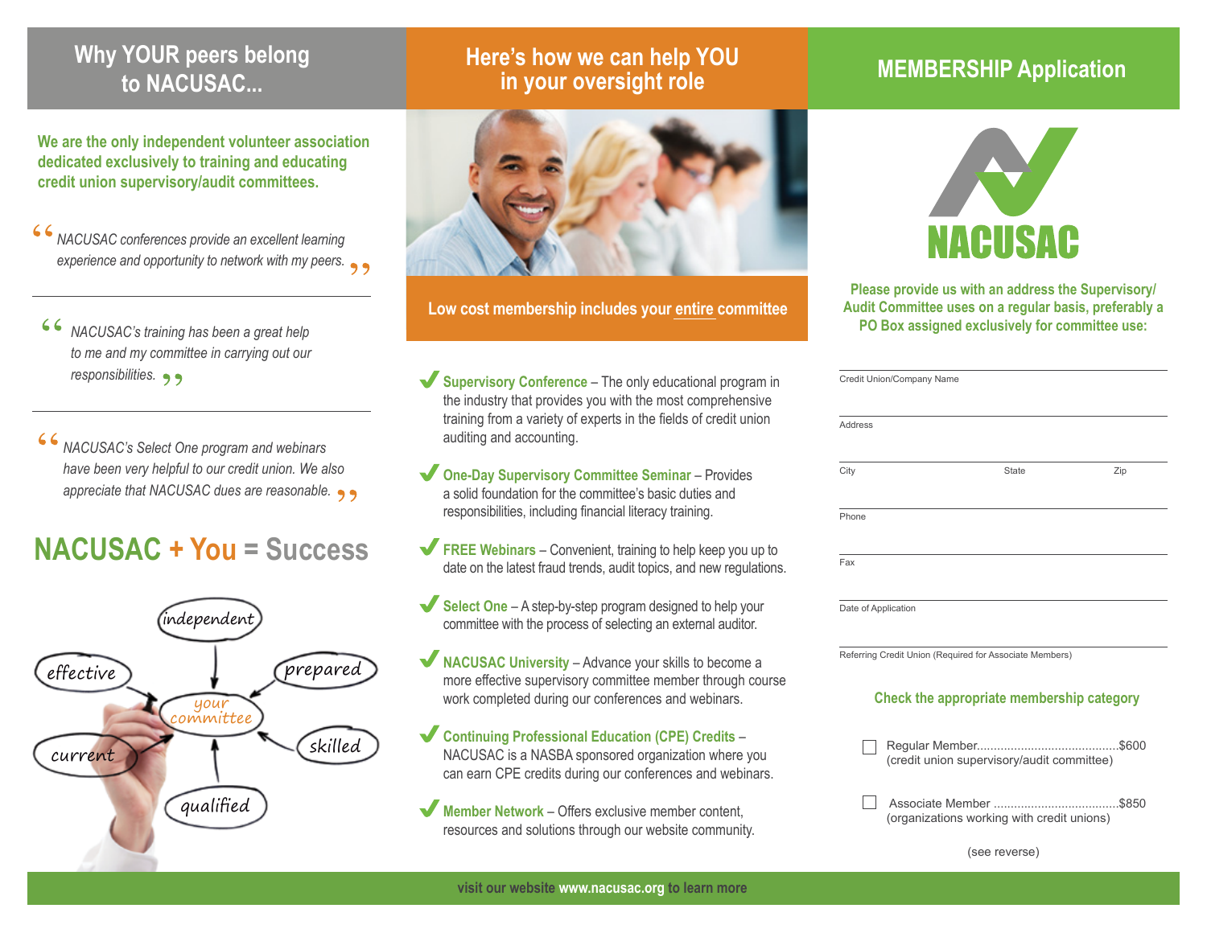## Why YOUR peers belong to NACUSAC...

**We are the only independent volunteer association dedicated exclusively to training and educating credit union supervisory/audit committees.**

> *NACUSAC conferences provide an excellent learning experience and opportunity to network with my peers.*

---

> *NACUSAC's training has been a great help to me and my committee in carrying out our responsibilities.*

---

> *NACUSAC's Select One program and webinars have been very helpful to our credit union. We also appreciate that NACUSAC dues are reasonable.*

## NACUSAC + You = Success

independent

effective

prepared

your committee

current

skilled

qualified

## Here's how we can help YOU in your oversight role

**Low cost membership includes your entire committee**

- **Supervisory Conference** – The only educational program in the industry that provides you with the most comprehensive training from a variety of experts in the fields of credit union auditing and accounting.
- **One-Day Supervisory Committee Seminar** – Provides a solid foundation for the committee's basic duties and responsibilities, including financial literacy training.
- **FREE Webinars** – Convenient, training to help keep you up to date on the latest fraud trends, audit topics, and new regulations.
- **Select One** – A step-by-step program designed to help your committee with the process of selecting an external auditor.
- **NACUSAC University** – Advance your skills to become a more effective supervisory committee member through course work completed during our conferences and webinars.
- **Continuing Professional Education (CPE) Credits** – NACUSAC is a NASBA sponsored organization where you can earn CPE credits during our conferences and webinars.
- **Member Network** – Offers exclusive member content, resources and solutions through our website community.

## MEMBERSHIP Application

NACUSAC

**Please provide us with an address the Supervisory/ Audit Committee uses on a regular basis, preferably a PO Box assigned exclusively for committee use:**

Credit Union/Company Name

Address

City State Zip

Phone

Fax

Date of Application

Referring Credit Union (Required for Associate Members)

### Check the appropriate membership category

☐ Regular Member..........................................$600
(credit union supervisory/audit committee)

☐ Associate Member .....................................$850
(organizations working with credit unions)

(see reverse)

**visit our website www.nacusac.org to learn more**